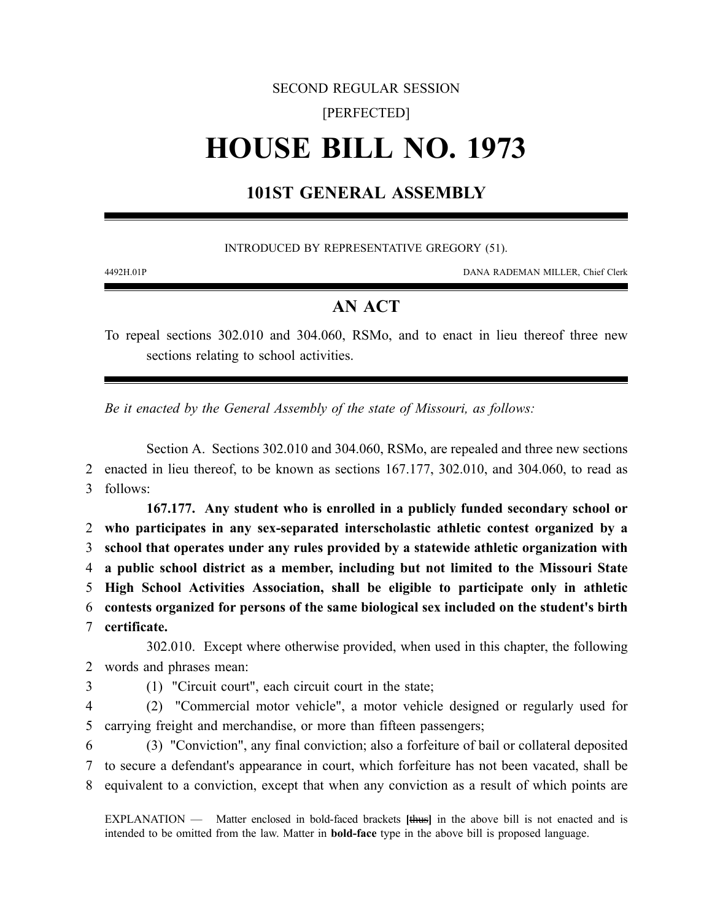SECOND REGULAR SESSION

[PERFECTED]

# HOUSE BILL NO. 1973

## 101ST GENERAL ASSEMBLY

INTRODUCED BY REPRESENTATIVE GREGORY (51).

4492H.01P DANA RADEMAN MILLER, Chief Clerk

## AN ACT

To repeal sections 302.010 and 304.060, RSMo, and to enact in lieu thereof three new sections relating to school activities.

*Be it enacted by the General Assembly of the state of Missouri, as follows:*

Section A. Sections 302.010 and 304.060, RSMo, are repealed and three new sections
2 enacted in lieu thereof, to be known as sections 167.177, 302.010, and 304.060, to read as
3 follows:

**167.177. Any student who is enrolled in a publicly funded secondary school or**
2 **who participates in any sex-separated interscholastic athletic contest organized by a**
3 **school that operates under any rules provided by a statewide athletic organization with**
4 **a public school district as a member, including but not limited to the Missouri State**
5 **High School Activities Association, shall be eligible to participate only in athletic**
6 **contests organized for persons of the same biological sex included on the student's birth**
7 **certificate.**

302.010. Except where otherwise provided, when used in this chapter, the following
2 words and phrases mean:
3 (1) "Circuit court", each circuit court in the state;
4 (2) "Commercial motor vehicle", a motor vehicle designed or regularly used for
5 carrying freight and merchandise, or more than fifteen passengers;
6 (3) "Conviction", any final conviction; also a forfeiture of bail or collateral deposited
7 to secure a defendant's appearance in court, which forfeiture has not been vacated, shall be
8 equivalent to a conviction, except that when any conviction as a result of which points are

EXPLANATION — Matter enclosed in bold-faced brackets **[~~thus~~]** in the above bill is not enacted and is intended to be omitted from the law. Matter in **bold-face** type in the above bill is proposed language.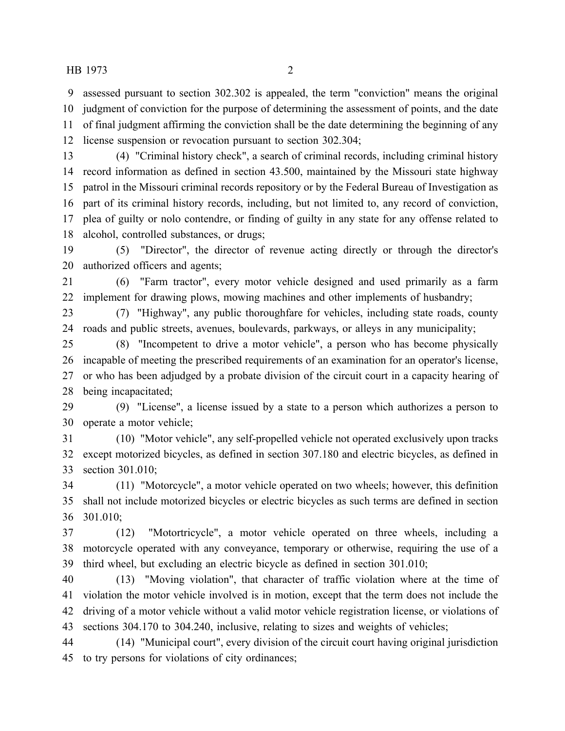assessed pursuant to section 302.302 is appealed, the term "conviction" means the original judgment of conviction for the purpose of determining the assessment of points, and the date of final judgment affirming the conviction shall be the date determining the beginning of any license suspension or revocation pursuant to section 302.304;

(4) "Criminal history check", a search of criminal records, including criminal history record information as defined in section 43.500, maintained by the Missouri state highway patrol in the Missouri criminal records repository or by the Federal Bureau of Investigation as part of its criminal history records, including, but not limited to, any record of conviction, plea of guilty or nolo contendre, or finding of guilty in any state for any offense related to alcohol, controlled substances, or drugs;

(5) "Director", the director of revenue acting directly or through the director's authorized officers and agents;

(6) "Farm tractor", every motor vehicle designed and used primarily as a farm implement for drawing plows, mowing machines and other implements of husbandry;

(7) "Highway", any public thoroughfare for vehicles, including state roads, county roads and public streets, avenues, boulevards, parkways, or alleys in any municipality;

(8) "Incompetent to drive a motor vehicle", a person who has become physically incapable of meeting the prescribed requirements of an examination for an operator's license, or who has been adjudged by a probate division of the circuit court in a capacity hearing of being incapacitated;

(9) "License", a license issued by a state to a person which authorizes a person to operate a motor vehicle;

(10) "Motor vehicle", any self-propelled vehicle not operated exclusively upon tracks except motorized bicycles, as defined in section 307.180 and electric bicycles, as defined in section 301.010;

(11) "Motorcycle", a motor vehicle operated on two wheels; however, this definition shall not include motorized bicycles or electric bicycles as such terms are defined in section 301.010;

(12) "Motortricycle", a motor vehicle operated on three wheels, including a motorcycle operated with any conveyance, temporary or otherwise, requiring the use of a third wheel, but excluding an electric bicycle as defined in section 301.010;

(13) "Moving violation", that character of traffic violation where at the time of violation the motor vehicle involved is in motion, except that the term does not include the driving of a motor vehicle without a valid motor vehicle registration license, or violations of sections 304.170 to 304.240, inclusive, relating to sizes and weights of vehicles;

(14) "Municipal court", every division of the circuit court having original jurisdiction to try persons for violations of city ordinances;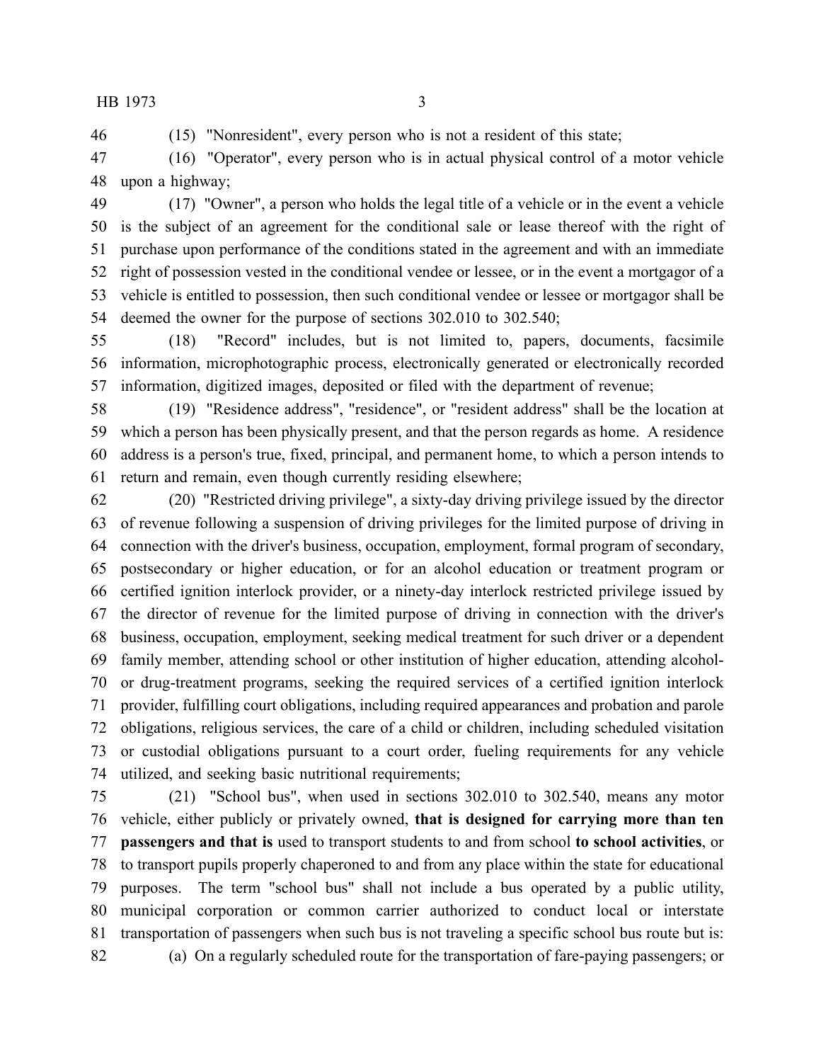(15) "Nonresident", every person who is not a resident of this state;

(16) "Operator", every person who is in actual physical control of a motor vehicle upon a highway;

(17) "Owner", a person who holds the legal title of a vehicle or in the event a vehicle is the subject of an agreement for the conditional sale or lease thereof with the right of purchase upon performance of the conditions stated in the agreement and with an immediate right of possession vested in the conditional vendee or lessee, or in the event a mortgagor of a vehicle is entitled to possession, then such conditional vendee or lessee or mortgagor shall be deemed the owner for the purpose of sections 302.010 to 302.540;

(18) "Record" includes, but is not limited to, papers, documents, facsimile information, microphotographic process, electronically generated or electronically recorded information, digitized images, deposited or filed with the department of revenue;

(19) "Residence address", "residence", or "resident address" shall be the location at which a person has been physically present, and that the person regards as home. A residence address is a person's true, fixed, principal, and permanent home, to which a person intends to return and remain, even though currently residing elsewhere;

(20) "Restricted driving privilege", a sixty-day driving privilege issued by the director of revenue following a suspension of driving privileges for the limited purpose of driving in connection with the driver's business, occupation, employment, formal program of secondary, postsecondary or higher education, or for an alcohol education or treatment program or certified ignition interlock provider, or a ninety-day interlock restricted privilege issued by the director of revenue for the limited purpose of driving in connection with the driver's business, occupation, employment, seeking medical treatment for such driver or a dependent family member, attending school or other institution of higher education, attending alcohol- or drug-treatment programs, seeking the required services of a certified ignition interlock provider, fulfilling court obligations, including required appearances and probation and parole obligations, religious services, the care of a child or children, including scheduled visitation or custodial obligations pursuant to a court order, fueling requirements for any vehicle utilized, and seeking basic nutritional requirements;

(21) "School bus", when used in sections 302.010 to 302.540, means any motor vehicle, either publicly or privately owned, **that is designed for carrying more than ten passengers and that is** used to transport students to and from school **to school activities**, or to transport pupils properly chaperoned to and from any place within the state for educational purposes. The term "school bus" shall not include a bus operated by a public utility, municipal corporation or common carrier authorized to conduct local or interstate transportation of passengers when such bus is not traveling a specific school bus route but is:

(a) On a regularly scheduled route for the transportation of fare-paying passengers; or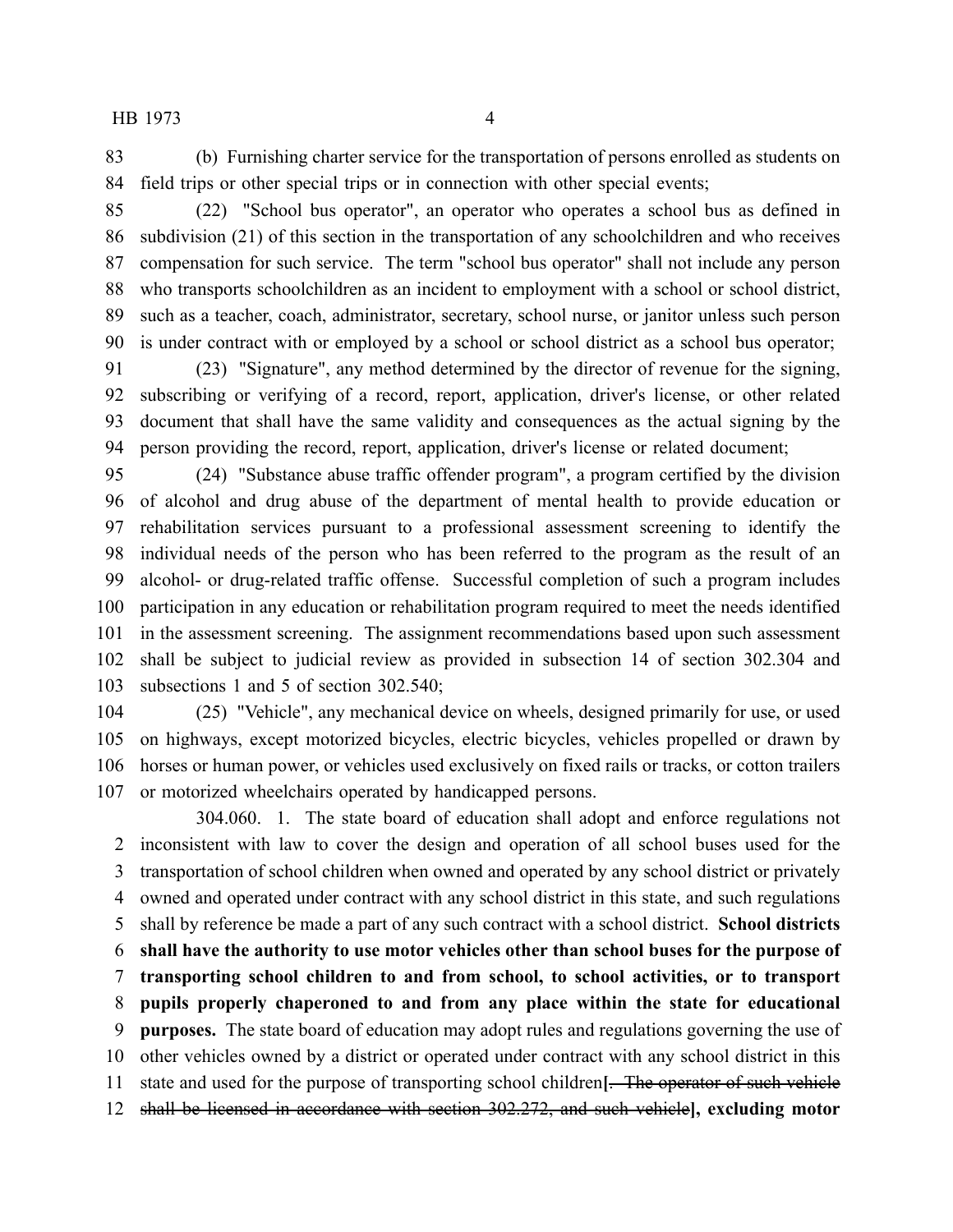(b) Furnishing charter service for the transportation of persons enrolled as students on field trips or other special trips or in connection with other special events;

(22) "School bus operator", an operator who operates a school bus as defined in subdivision (21) of this section in the transportation of any schoolchildren and who receives compensation for such service. The term "school bus operator" shall not include any person who transports schoolchildren as an incident to employment with a school or school district, such as a teacher, coach, administrator, secretary, school nurse, or janitor unless such person is under contract with or employed by a school or school district as a school bus operator;

(23) "Signature", any method determined by the director of revenue for the signing, subscribing or verifying of a record, report, application, driver's license, or other related document that shall have the same validity and consequences as the actual signing by the person providing the record, report, application, driver's license or related document;

(24) "Substance abuse traffic offender program", a program certified by the division of alcohol and drug abuse of the department of mental health to provide education or rehabilitation services pursuant to a professional assessment screening to identify the individual needs of the person who has been referred to the program as the result of an alcohol- or drug-related traffic offense. Successful completion of such a program includes participation in any education or rehabilitation program required to meet the needs identified in the assessment screening. The assignment recommendations based upon such assessment shall be subject to judicial review as provided in subsection 14 of section 302.304 and subsections 1 and 5 of section 302.540;

(25) "Vehicle", any mechanical device on wheels, designed primarily for use, or used on highways, except motorized bicycles, electric bicycles, vehicles propelled or drawn by horses or human power, or vehicles used exclusively on fixed rails or tracks, or cotton trailers or motorized wheelchairs operated by handicapped persons.

304.060. 1. The state board of education shall adopt and enforce regulations not inconsistent with law to cover the design and operation of all school buses used for the transportation of school children when owned and operated by any school district or privately owned and operated under contract with any school district in this state, and such regulations shall by reference be made a part of any such contract with a school district. **School districts shall have the authority to use motor vehicles other than school buses for the purpose of transporting school children to and from school, to school activities, or to transport pupils properly chaperoned to and from any place within the state for educational purposes.** The state board of education may adopt rules and regulations governing the use of other vehicles owned by a district or operated under contract with any school district in this state and used for the purpose of transporting school children**[**~~. The operator of such vehicle shall be licensed in accordance with section 302.272, and such vehicle~~**], excluding motor**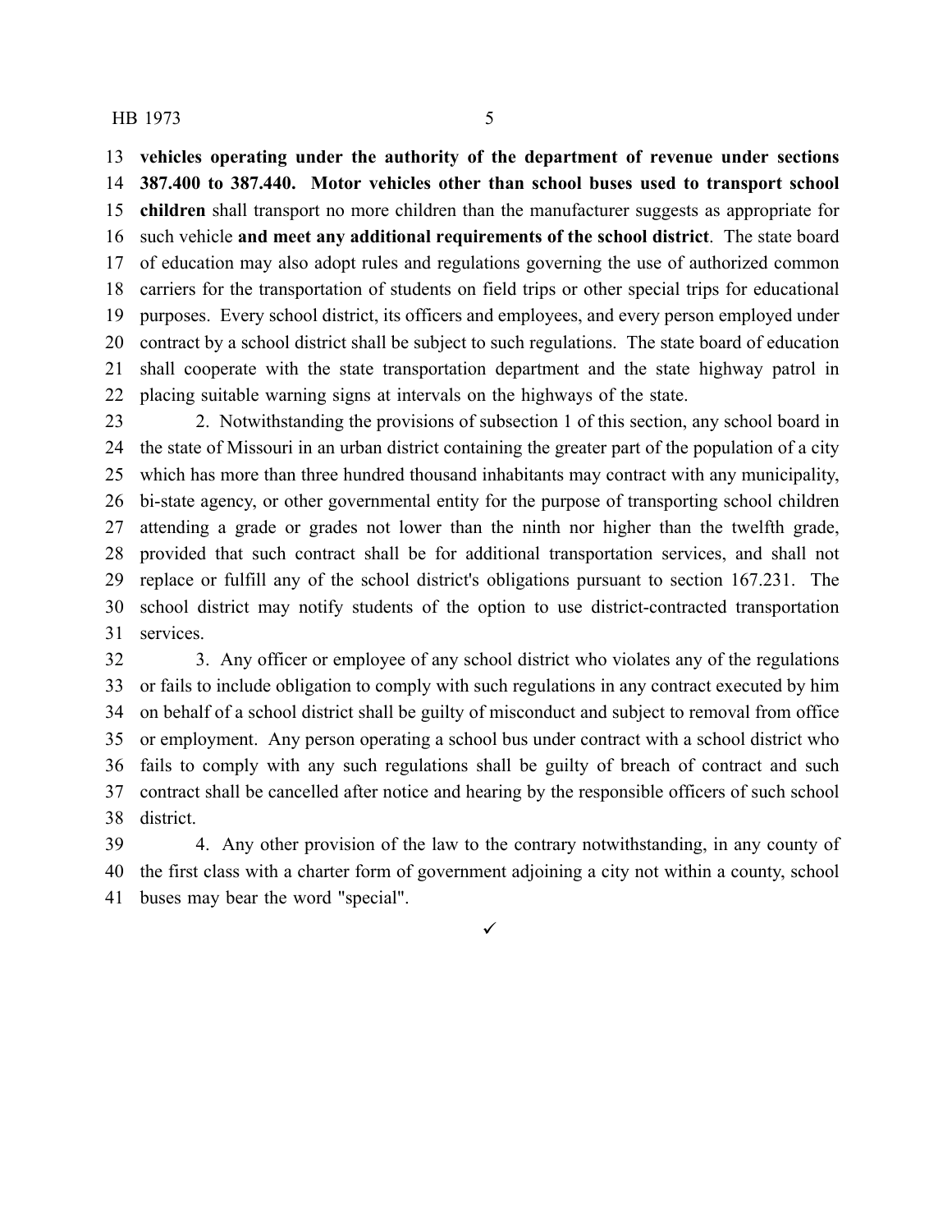**vehicles operating under the authority of the department of revenue under sections 387.400 to 387.440. Motor vehicles other than school buses used to transport school children** shall transport no more children than the manufacturer suggests as appropriate for such vehicle **and meet any additional requirements of the school district**. The state board of education may also adopt rules and regulations governing the use of authorized common carriers for the transportation of students on field trips or other special trips for educational purposes. Every school district, its officers and employees, and every person employed under contract by a school district shall be subject to such regulations. The state board of education shall cooperate with the state transportation department and the state highway patrol in placing suitable warning signs at intervals on the highways of the state.

2. Notwithstanding the provisions of subsection 1 of this section, any school board in the state of Missouri in an urban district containing the greater part of the population of a city which has more than three hundred thousand inhabitants may contract with any municipality, bi-state agency, or other governmental entity for the purpose of transporting school children attending a grade or grades not lower than the ninth nor higher than the twelfth grade, provided that such contract shall be for additional transportation services, and shall not replace or fulfill any of the school district's obligations pursuant to section 167.231. The school district may notify students of the option to use district-contracted transportation services.

3. Any officer or employee of any school district who violates any of the regulations or fails to include obligation to comply with such regulations in any contract executed by him on behalf of a school district shall be guilty of misconduct and subject to removal from office or employment. Any person operating a school bus under contract with a school district who fails to comply with any such regulations shall be guilty of breach of contract and such contract shall be cancelled after notice and hearing by the responsible officers of such school district.

4. Any other provision of the law to the contrary notwithstanding, in any county of the first class with a charter form of government adjoining a city not within a county, school buses may bear the word "special".

✓